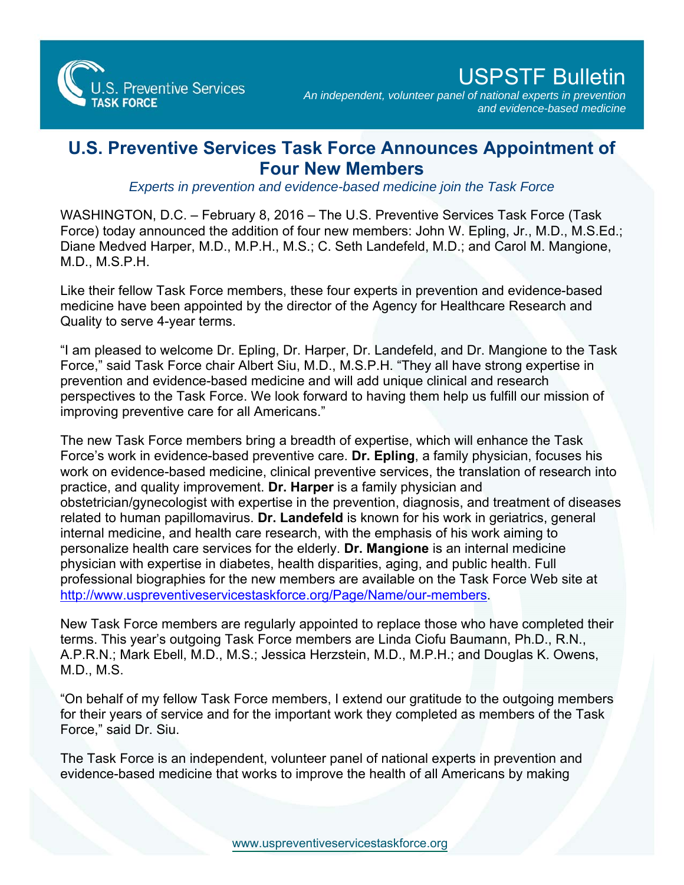U.S. Preventive Services TASK FORCE

# USPSTF Bulletin

*An independent, volunteer panel of national experts in prevention and evidence-based medicine*

## U.S. Preventive Services Task Force Announces Appointment of Four New Members

*Experts in prevention and evidence-based medicine join the Task Force*

WASHINGTON, D.C. – February 8, 2016 – The U.S. Preventive Services Task Force (Task Force) today announced the addition of four new members: John W. Epling, Jr., M.D., M.S.Ed.; Diane Medved Harper, M.D., M.P.H., M.S.; C. Seth Landefeld, M.D.; and Carol M. Mangione, M.D., M.S.P.H.

Like their fellow Task Force members, these four experts in prevention and evidence-based medicine have been appointed by the director of the Agency for Healthcare Research and Quality to serve 4-year terms.

"I am pleased to welcome Dr. Epling, Dr. Harper, Dr. Landefeld, and Dr. Mangione to the Task Force," said Task Force chair Albert Siu, M.D., M.S.P.H. "They all have strong expertise in prevention and evidence-based medicine and will add unique clinical and research perspectives to the Task Force. We look forward to having them help us fulfill our mission of improving preventive care for all Americans."

The new Task Force members bring a breadth of expertise, which will enhance the Task Force's work in evidence-based preventive care. **Dr. Epling**, a family physician, focuses his work on evidence-based medicine, clinical preventive services, the translation of research into practice, and quality improvement. **Dr. Harper** is a family physician and obstetrician/gynecologist with expertise in the prevention, diagnosis, and treatment of diseases related to human papillomavirus. **Dr. Landefeld** is known for his work in geriatrics, general internal medicine, and health care research, with the emphasis of his work aiming to personalize health care services for the elderly. **Dr. Mangione** is an internal medicine physician with expertise in diabetes, health disparities, aging, and public health. Full professional biographies for the new members are available on the Task Force Web site at http://www.uspreventiveservicestaskforce.org/Page/Name/our-members.

New Task Force members are regularly appointed to replace those who have completed their terms. This year's outgoing Task Force members are Linda Ciofu Baumann, Ph.D., R.N., A.P.R.N.; Mark Ebell, M.D., M.S.; Jessica Herzstein, M.D., M.P.H.; and Douglas K. Owens, M.D., M.S.

"On behalf of my fellow Task Force members, I extend our gratitude to the outgoing members for their years of service and for the important work they completed as members of the Task Force," said Dr. Siu.

The Task Force is an independent, volunteer panel of national experts in prevention and evidence-based medicine that works to improve the health of all Americans by making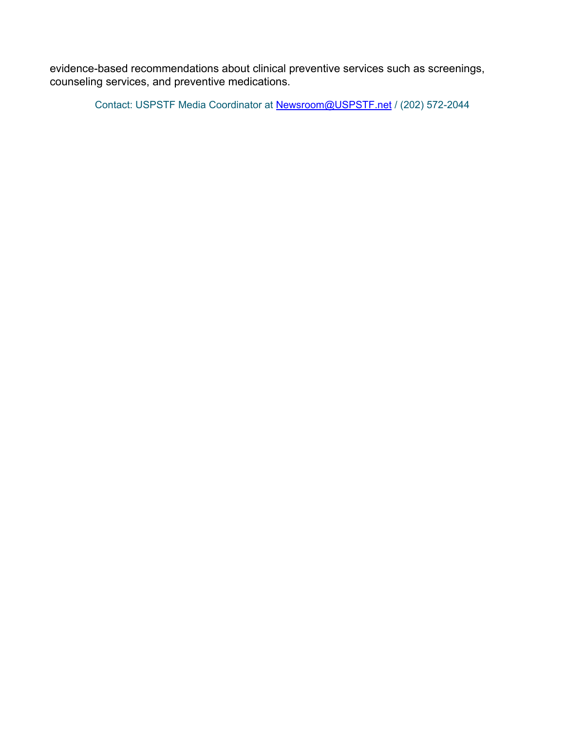evidence-based recommendations about clinical preventive services such as screenings, counseling services, and preventive medications.

Contact: USPSTF Media Coordinator at [Newsroom@USPSTF.net](mailto:Newsroom@USPSTF.net) / (202) 572-2044